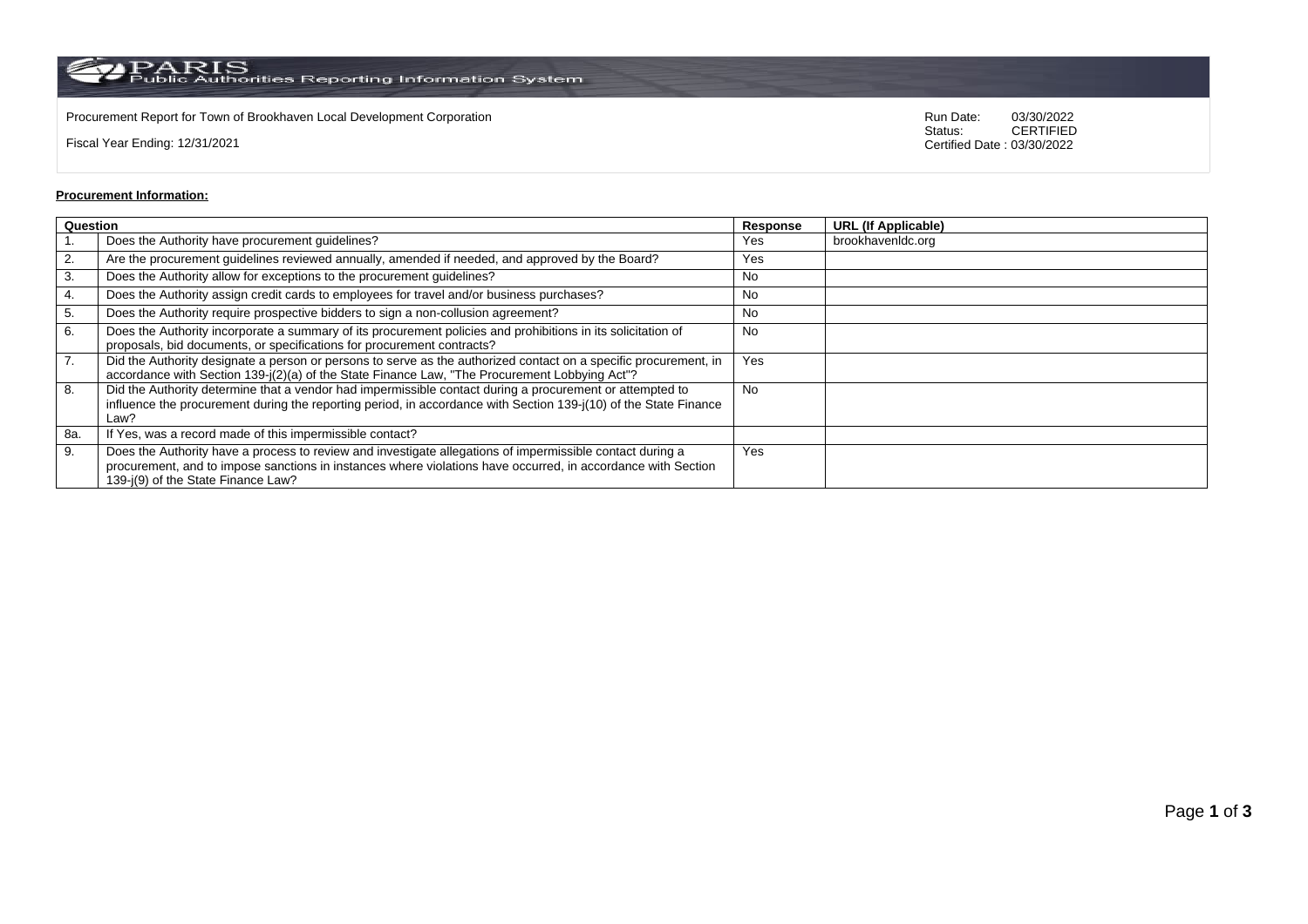PARIS Public Authorities Reporting Information System

Procurement Report for Town of Brookhaven Local Development Corporation

Fiscal Year Ending: 12/31/2021

Run Date: 03/30/2022
Status: CERTIFIED
Certified Date : 03/30/2022

**Procurement Information:**

| Question | | Response | URL (If Applicable) |
|---|---|---|---|
| 1. | Does the Authority have procurement guidelines? | Yes | brookhavenldc.org |
| 2. | Are the procurement guidelines reviewed annually, amended if needed, and approved by the Board? | Yes | |
| 3. | Does the Authority allow for exceptions to the procurement guidelines? | No | |
| 4. | Does the Authority assign credit cards to employees for travel and/or business purchases? | No | |
| 5. | Does the Authority require prospective bidders to sign a non-collusion agreement? | No | |
| 6. | Does the Authority incorporate a summary of its procurement policies and prohibitions in its solicitation of proposals, bid documents, or specifications for procurement contracts? | No | |
| 7. | Did the Authority designate a person or persons to serve as the authorized contact on a specific procurement, in accordance with Section 139-j(2)(a) of the State Finance Law, "The Procurement Lobbying Act"? | Yes | |
| 8. | Did the Authority determine that a vendor had impermissible contact during a procurement or attempted to influence the procurement during the reporting period, in accordance with Section 139-j(10) of the State Finance Law? | No | |
| 8a. | If Yes, was a record made of this impermissible contact? | | |
| 9. | Does the Authority have a process to review and investigate allegations of impermissible contact during a procurement, and to impose sanctions in instances where violations have occurred, in accordance with Section 139-j(9) of the State Finance Law? | Yes | |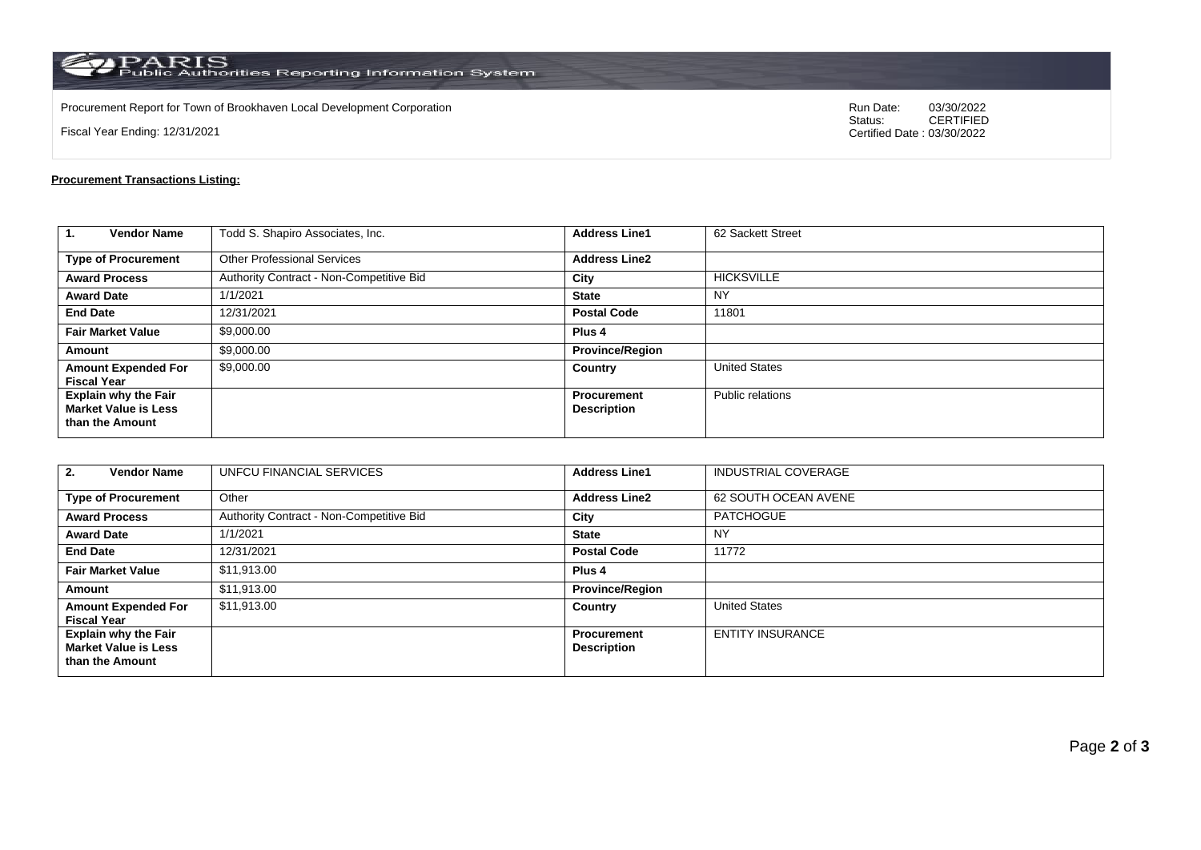PARIS Public Authorities Reporting Information System

Procurement Report for Town of Brookhaven Local Development Corporation

Fiscal Year Ending: 12/31/2021

Run Date: 03/30/2022
Status: CERTIFIED
Certified Date : 03/30/2022

**Procurement Transactions Listing:**

| 1. Vendor Name | Todd S. Shapiro Associates, Inc. | Address Line1 | 62 Sackett Street |
|---|---|---|---|
| Type of Procurement | Other Professional Services | Address Line2 | |
| Award Process | Authority Contract - Non-Competitive Bid | City | HICKSVILLE |
| Award Date | 1/1/2021 | State | NY |
| End Date | 12/31/2021 | Postal Code | 11801 |
| Fair Market Value | $9,000.00 | Plus 4 | |
| Amount | $9,000.00 | Province/Region | |
| Amount Expended For Fiscal Year | $9,000.00 | Country | United States |
| Explain why the Fair Market Value is Less than the Amount | | Procurement Description | Public relations |

| 2. Vendor Name | UNFCU FINANCIAL SERVICES | Address Line1 | INDUSTRIAL COVERAGE |
|---|---|---|---|
| Type of Procurement | Other | Address Line2 | 62 SOUTH OCEAN AVENE |
| Award Process | Authority Contract - Non-Competitive Bid | City | PATCHOGUE |
| Award Date | 1/1/2021 | State | NY |
| End Date | 12/31/2021 | Postal Code | 11772 |
| Fair Market Value | $11,913.00 | Plus 4 | |
| Amount | $11,913.00 | Province/Region | |
| Amount Expended For Fiscal Year | $11,913.00 | Country | United States |
| Explain why the Fair Market Value is Less than the Amount | | Procurement Description | ENTITY INSURANCE |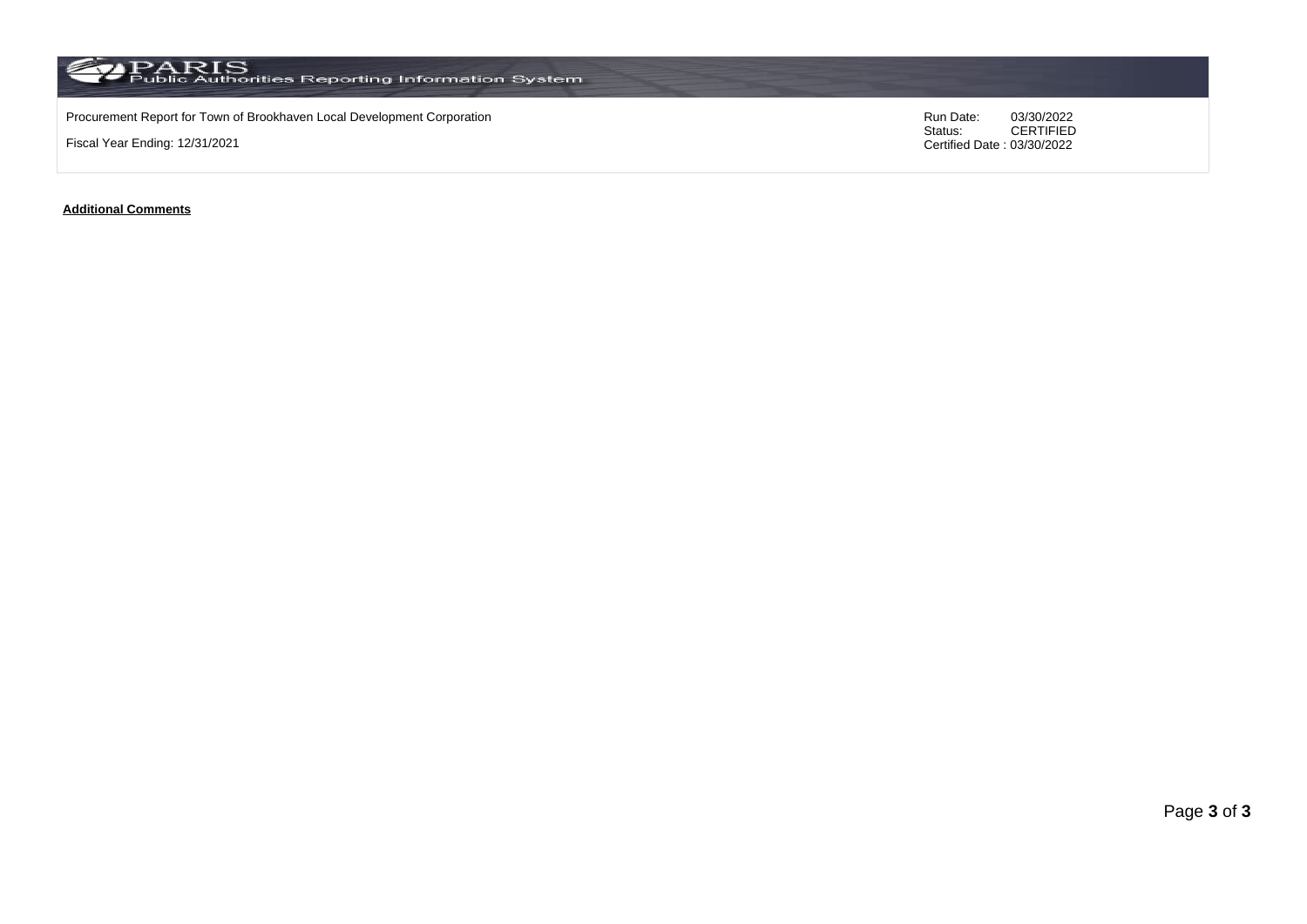Procurement Report for Town of Brookhaven Local Development Corporation

Fiscal Year Ending: 12/31/2021

Run Date: 03/30/2022
Status: CERTIFIED
Certified Date : 03/30/2022

**Additional Comments**